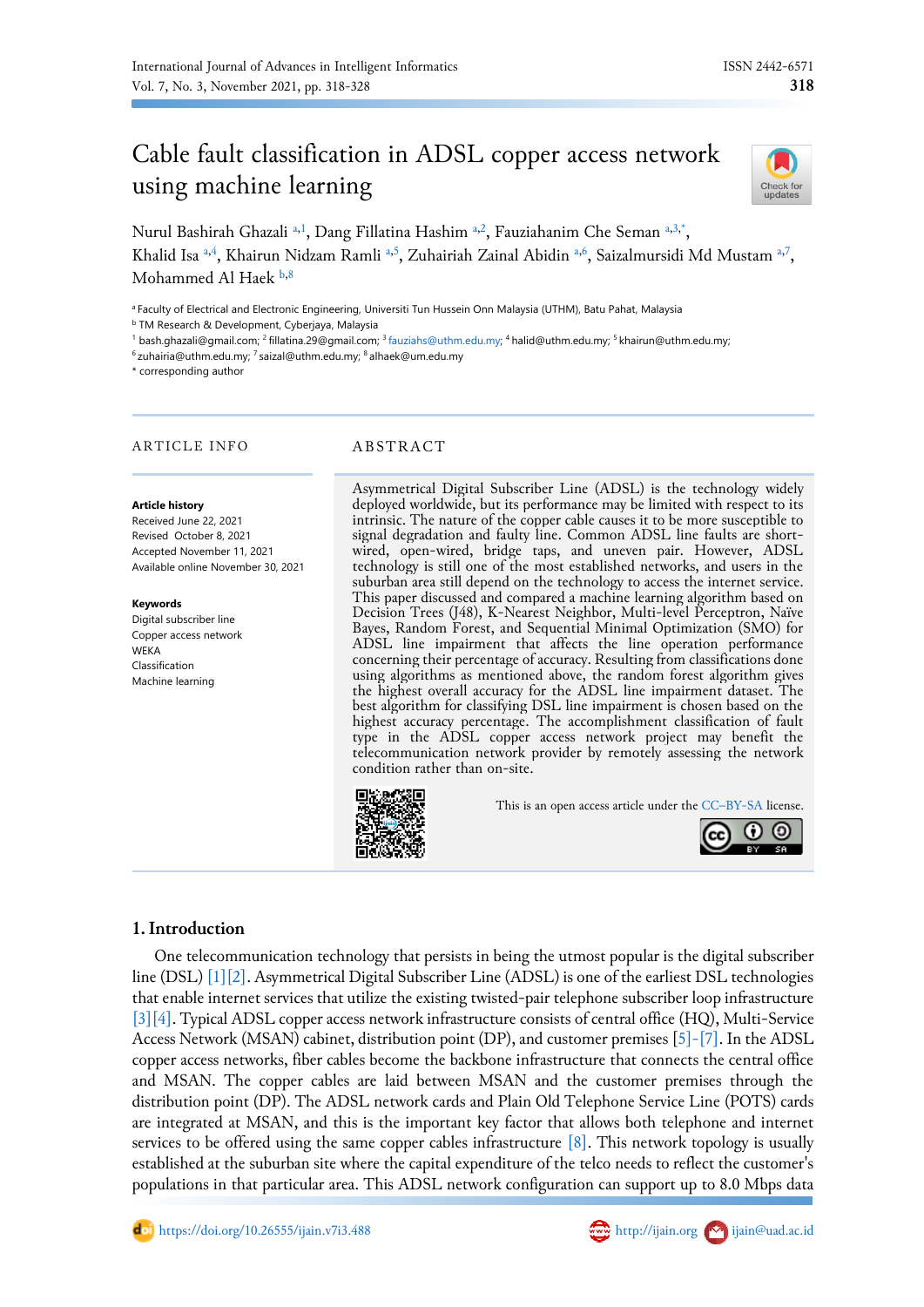# Cable fault classification in ADSL copper access network using machine learning

Nurul Bashirah Ghazali [a,1], Dang Fillatina Hashim [a,2], Fauziahanim Che Seman [a,3,*], Khalid Isa [a,4], Khairun Nidzam Ramli [a,5], Zuhairiah Zainal Abidin [a,6], Saizalmursidi Md Mustam [a,7], Mohammed Al Haek [b,8]

[a] Faculty of Electrical and Electronic Engineering, Universiti Tun Hussein Onn Malaysia (UTHM), Batu Pahat, Malaysia
[b] TM Research & Development, Cyberjaya, Malaysia
[1] bash.ghazali@gmail.com; [2] fillatina.29@gmail.com; [3] fauziahs@uthm.edu.my; [4] halid@uthm.edu.my; [5] khairun@uthm.edu.my;
[6] zuhairia@uthm.edu.my; [7] saizal@uthm.edu.my; [8] alhaek@um.edu.my
* corresponding author

## ARTICLE INFO

**Article history**
Received June 22, 2021
Revised October 8, 2021
Accepted November 11, 2021
Available online November 30, 2021

**Keywords**
Digital subscriber line
Copper access network
WEKA
Classification
Machine learning

## ABSTRACT

Asymmetrical Digital Subscriber Line (ADSL) is the technology widely deployed worldwide, but its performance may be limited with respect to its intrinsic. The nature of the copper cable causes it to be more susceptible to signal degradation and faulty line. Common ADSL line faults are short-wired, open-wired, bridge taps, and uneven pair. However, ADSL technology is still one of the most established networks, and users in the suburban area still depend on the technology to access the internet service. This paper discussed and compared a machine learning algorithm based on Decision Trees (J48), K-Nearest Neighbor, Multi-level Perceptron, Naïve Bayes, Random Forest, and Sequential Minimal Optimization (SMO) for ADSL line impairment that affects the line operation performance concerning their percentage of accuracy. Resulting from classifications done using algorithms as mentioned above, the random forest algorithm gives the highest overall accuracy for the ADSL line impairment dataset. The best algorithm for classifying DSL line impairment is chosen based on the highest accuracy percentage. The accomplishment classification of fault type in the ADSL copper access network project may benefit the telecommunication network provider by remotely assessing the network condition rather than on-site.

This is an open access article under the CC–BY-SA license.

## 1. Introduction

One telecommunication technology that persists in being the utmost popular is the digital subscriber line (DSL) [1][2]. Asymmetrical Digital Subscriber Line (ADSL) is one of the earliest DSL technologies that enable internet services that utilize the existing twisted-pair telephone subscriber loop infrastructure [3][4]. Typical ADSL copper access network infrastructure consists of central office (HQ), Multi-Service Access Network (MSAN) cabinet, distribution point (DP), and customer premises [5]-[7]. In the ADSL copper access networks, fiber cables become the backbone infrastructure that connects the central office and MSAN. The copper cables are laid between MSAN and the customer premises through the distribution point (DP). The ADSL network cards and Plain Old Telephone Service Line (POTS) cards are integrated at MSAN, and this is the important key factor that allows both telephone and internet services to be offered using the same copper cables infrastructure [8]. This network topology is usually established at the suburban site where the capital expenditure of the telco needs to reflect the customer's populations in that particular area. This ADSL network configuration can support up to 8.0 Mbps data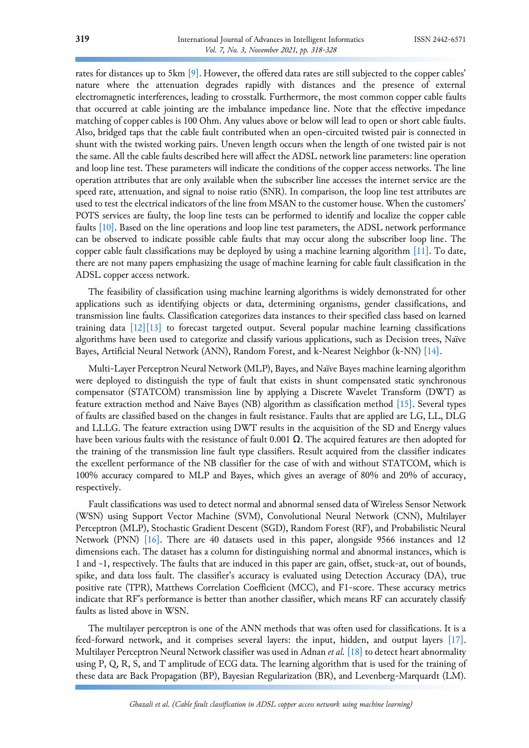rates for distances up to 5km [9]. However, the offered data rates are still subjected to the copper cables' nature where the attenuation degrades rapidly with distances and the presence of external electromagnetic interferences, leading to crosstalk. Furthermore, the most common copper cable faults that occurred at cable jointing are the imbalance impedance line. Note that the effective impedance matching of copper cables is 100 Ohm. Any values above or below will lead to open or short cable faults. Also, bridged taps that the cable fault contributed when an open-circuited twisted pair is connected in shunt with the twisted working pairs. Uneven length occurs when the length of one twisted pair is not the same. All the cable faults described here will affect the ADSL network line parameters: line operation and loop line test. These parameters will indicate the conditions of the copper access networks. The line operation attributes that are only available when the subscriber line accesses the internet service are the speed rate, attenuation, and signal to noise ratio (SNR). In comparison, the loop line test attributes are used to test the electrical indicators of the line from MSAN to the customer house. When the customers' POTS services are faulty, the loop line tests can be performed to identify and localize the copper cable faults [10]. Based on the line operations and loop line test parameters, the ADSL network performance can be observed to indicate possible cable faults that may occur along the subscriber loop line. The copper cable fault classifications may be deployed by using a machine learning algorithm [11]. To date, there are not many papers emphasizing the usage of machine learning for cable fault classification in the ADSL copper access network.

The feasibility of classification using machine learning algorithms is widely demonstrated for other applications such as identifying objects or data, determining organisms, gender classifications, and transmission line faults. Classification categorizes data instances to their specified class based on learned training data [12][13] to forecast targeted output. Several popular machine learning classifications algorithms have been used to categorize and classify various applications, such as Decision trees, Naïve Bayes, Artificial Neural Network (ANN), Random Forest, and k-Nearest Neighbor (k-NN) [14].

Multi-Layer Perceptron Neural Network (MLP), Bayes, and Naïve Bayes machine learning algorithm were deployed to distinguish the type of fault that exists in shunt compensated static synchronous compensator (STATCOM) transmission line by applying a Discrete Wavelet Transform (DWT) as feature extraction method and Naive Bayes (NB) algorithm as classification method [15]. Several types of faults are classified based on the changes in fault resistance. Faults that are applied are LG, LL, DLG and LLLG. The feature extraction using DWT results in the acquisition of the SD and Energy values have been various faults with the resistance of fault 0.001 Ω. The acquired features are then adopted for the training of the transmission line fault type classifiers. Result acquired from the classifier indicates the excellent performance of the NB classifier for the case of with and without STATCOM, which is 100% accuracy compared to MLP and Bayes, which gives an average of 80% and 20% of accuracy, respectively.

Fault classifications was used to detect normal and abnormal sensed data of Wireless Sensor Network (WSN) using Support Vector Machine (SVM), Convolutional Neural Network (CNN), Multilayer Perceptron (MLP), Stochastic Gradient Descent (SGD), Random Forest (RF), and Probabilistic Neural Network (PNN) [16]. There are 40 datasets used in this paper, alongside 9566 instances and 12 dimensions each. The dataset has a column for distinguishing normal and abnormal instances, which is 1 and -1, respectively. The faults that are induced in this paper are gain, offset, stuck-at, out of bounds, spike, and data loss fault. The classifier's accuracy is evaluated using Detection Accuracy (DA), true positive rate (TPR), Matthews Correlation Coefficient (MCC), and F1-score. These accuracy metrics indicate that RF's performance is better than another classifier, which means RF can accurately classify faults as listed above in WSN.

The multilayer perceptron is one of the ANN methods that was often used for classifications. It is a feed-forward network, and it comprises several layers: the input, hidden, and output layers [17]. Multilayer Perceptron Neural Network classifier was used in Adnan *et al.* [18] to detect heart abnormality using P, Q, R, S, and T amplitude of ECG data. The learning algorithm that is used for the training of these data are Back Propagation (BP), Bayesian Regularization (BR), and Levenberg-Marquardt (LM).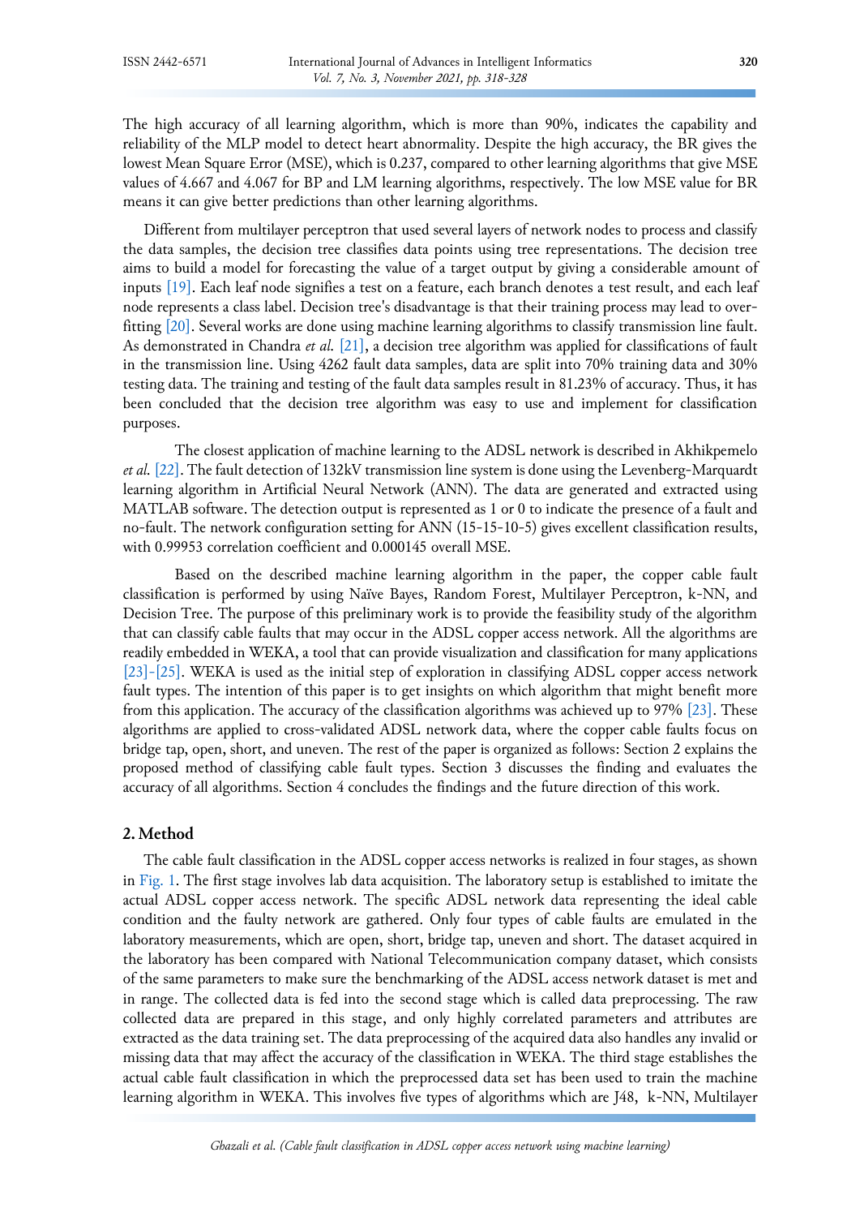The high accuracy of all learning algorithm, which is more than 90%, indicates the capability and reliability of the MLP model to detect heart abnormality. Despite the high accuracy, the BR gives the lowest Mean Square Error (MSE), which is 0.237, compared to other learning algorithms that give MSE values of 4.667 and 4.067 for BP and LM learning algorithms, respectively. The low MSE value for BR means it can give better predictions than other learning algorithms.

Different from multilayer perceptron that used several layers of network nodes to process and classify the data samples, the decision tree classifies data points using tree representations. The decision tree aims to build a model for forecasting the value of a target output by giving a considerable amount of inputs [19]. Each leaf node signifies a test on a feature, each branch denotes a test result, and each leaf node represents a class label. Decision tree's disadvantage is that their training process may lead to over-fitting [20]. Several works are done using machine learning algorithms to classify transmission line fault. As demonstrated in Chandra *et al.* [21], a decision tree algorithm was applied for classifications of fault in the transmission line. Using 4262 fault data samples, data are split into 70% training data and 30% testing data. The training and testing of the fault data samples result in 81.23% of accuracy. Thus, it has been concluded that the decision tree algorithm was easy to use and implement for classification purposes.

The closest application of machine learning to the ADSL network is described in Akhikpemelo *et al.* [22]. The fault detection of 132kV transmission line system is done using the Levenberg-Marquardt learning algorithm in Artificial Neural Network (ANN). The data are generated and extracted using MATLAB software. The detection output is represented as 1 or 0 to indicate the presence of a fault and no-fault. The network configuration setting for ANN (15-15-10-5) gives excellent classification results, with 0.99953 correlation coefficient and 0.000145 overall MSE.

Based on the described machine learning algorithm in the paper, the copper cable fault classification is performed by using Naïve Bayes, Random Forest, Multilayer Perceptron, k-NN, and Decision Tree. The purpose of this preliminary work is to provide the feasibility study of the algorithm that can classify cable faults that may occur in the ADSL copper access network. All the algorithms are readily embedded in WEKA, a tool that can provide visualization and classification for many applications [23]-[25]. WEKA is used as the initial step of exploration in classifying ADSL copper access network fault types. The intention of this paper is to get insights on which algorithm that might benefit more from this application. The accuracy of the classification algorithms was achieved up to 97% [23]. These algorithms are applied to cross-validated ADSL network data, where the copper cable faults focus on bridge tap, open, short, and uneven. The rest of the paper is organized as follows: Section 2 explains the proposed method of classifying cable fault types. Section 3 discusses the finding and evaluates the accuracy of all algorithms. Section 4 concludes the findings and the future direction of this work.

## 2. Method

The cable fault classification in the ADSL copper access networks is realized in four stages, as shown in Fig. 1. The first stage involves lab data acquisition. The laboratory setup is established to imitate the actual ADSL copper access network. The specific ADSL network data representing the ideal cable condition and the faulty network are gathered. Only four types of cable faults are emulated in the laboratory measurements, which are open, short, bridge tap, uneven and short. The dataset acquired in the laboratory has been compared with National Telecommunication company dataset, which consists of the same parameters to make sure the benchmarking of the ADSL access network dataset is met and in range. The collected data is fed into the second stage which is called data preprocessing. The raw collected data are prepared in this stage, and only highly correlated parameters and attributes are extracted as the data training set. The data preprocessing of the acquired data also handles any invalid or missing data that may affect the accuracy of the classification in WEKA. The third stage establishes the actual cable fault classification in which the preprocessed data set has been used to train the machine learning algorithm in WEKA. This involves five types of algorithms which are J48, k-NN, Multilayer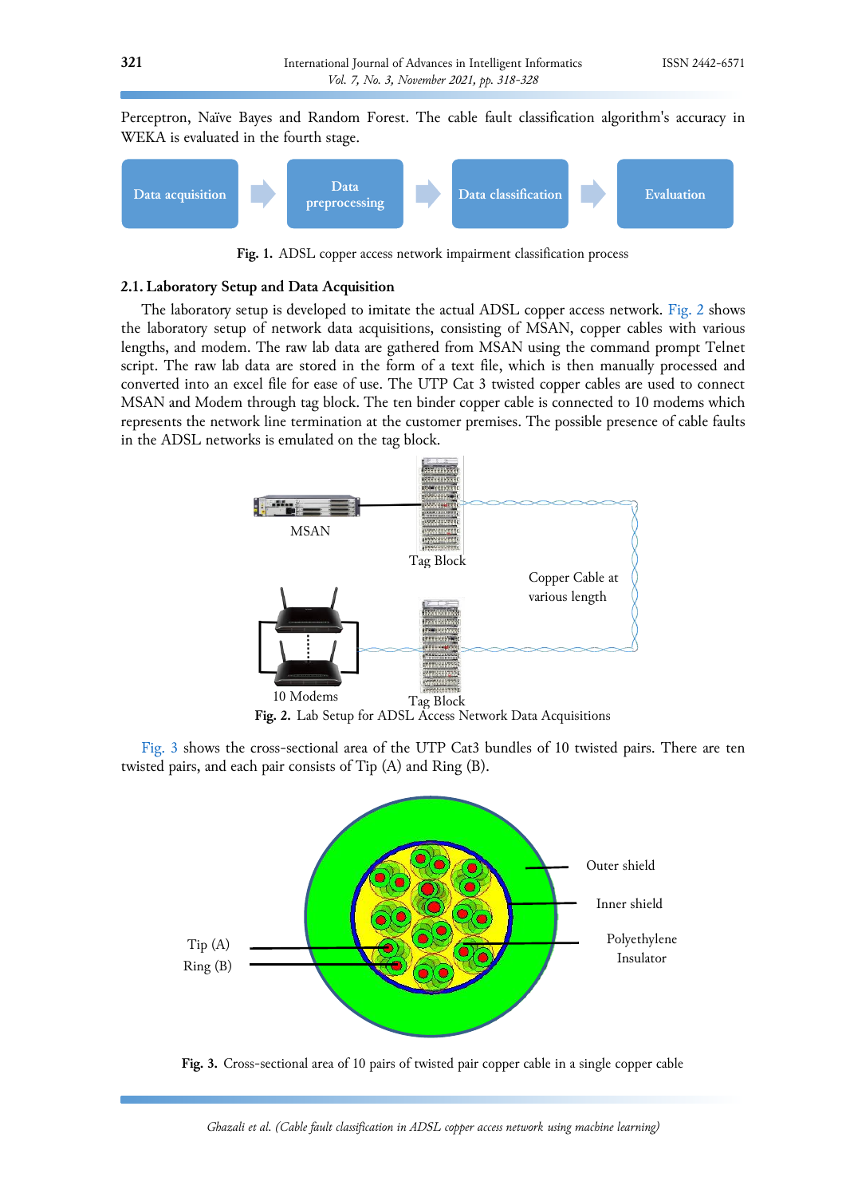Perceptron, Naïve Bayes and Random Forest. The cable fault classification algorithm's accuracy in WEKA is evaluated in the fourth stage.

Data acquisition → Data preprocessing → Data classification → Evaluation

**Fig. 1.** ADSL copper access network impairment classification process

### 2.1. Laboratory Setup and Data Acquisition

The laboratory setup is developed to imitate the actual ADSL copper access network. Fig. 2 shows the laboratory setup of network data acquisitions, consisting of MSAN, copper cables with various lengths, and modem. The raw lab data are gathered from MSAN using the command prompt Telnet script. The raw lab data are stored in the form of a text file, which is then manually processed and converted into an excel file for ease of use. The UTP Cat 3 twisted copper cables are used to connect MSAN and Modem through tag block. The ten binder copper cable is connected to 10 modems which represents the network line termination at the customer premises. The possible presence of cable faults in the ADSL networks is emulated on the tag block.

**Fig. 2.** Lab Setup for ADSL Access Network Data Acquisitions

Fig. 3 shows the cross-sectional area of the UTP Cat3 bundles of 10 twisted pairs. There are ten twisted pairs, and each pair consists of Tip (A) and Ring (B).

**Fig. 3.** Cross-sectional area of 10 pairs of twisted pair copper cable in a single copper cable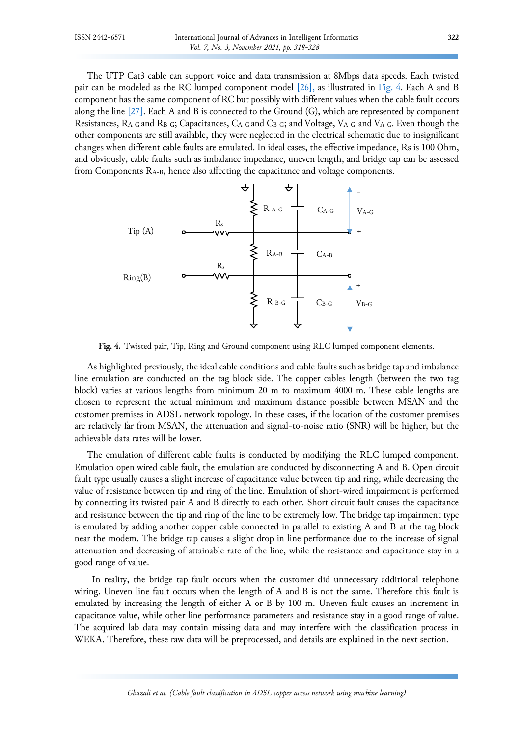The UTP Cat3 cable can support voice and data transmission at 8Mbps data speeds. Each twisted pair can be modeled as the RC lumped component model [26], as illustrated in Fig. 4. Each A and B component has the same component of RC but possibly with different values when the cable fault occurs along the line [27]. Each A and B is connected to the Ground (G), which are represented by component Resistances, $R_{A-G}$ and $R_{B-G}$; Capacitances, $C_{A-G}$ and $C_{B-G}$; and Voltage, $V_{A-G}$, and $V_{A-G}$. Even though the other components are still available, they were neglected in the electrical schematic due to insignificant changes when different cable faults are emulated. In ideal cases, the effective impedance, Rs is 100 Ohm, and obviously, cable faults such as imbalance impedance, uneven length, and bridge tap can be assessed from Components $R_{A-B}$, hence also affecting the capacitance and voltage components.

**Fig. 4.** Twisted pair, Tip, Ring and Ground component using RLC lumped component elements.

As highlighted previously, the ideal cable conditions and cable faults such as bridge tap and imbalance line emulation are conducted on the tag block side. The copper cables length (between the two tag block) varies at various lengths from minimum 20 m to maximum 4000 m. These cable lengths are chosen to represent the actual minimum and maximum distance possible between MSAN and the customer premises in ADSL network topology. In these cases, if the location of the customer premises are relatively far from MSAN, the attenuation and signal-to-noise ratio (SNR) will be higher, but the achievable data rates will be lower.

The emulation of different cable faults is conducted by modifying the RLC lumped component. Emulation open wired cable fault, the emulation are conducted by disconnecting A and B. Open circuit fault type usually causes a slight increase of capacitance value between tip and ring, while decreasing the value of resistance between tip and ring of the line. Emulation of short-wired impairment is performed by connecting its twisted pair A and B directly to each other. Short circuit fault causes the capacitance and resistance between the tip and ring of the line to be extremely low. The bridge tap impairment type is emulated by adding another copper cable connected in parallel to existing A and B at the tag block near the modem. The bridge tap causes a slight drop in line performance due to the increase of signal attenuation and decreasing of attainable rate of the line, while the resistance and capacitance stay in a good range of value.

In reality, the bridge tap fault occurs when the customer did unnecessary additional telephone wiring. Uneven line fault occurs when the length of A and B is not the same. Therefore this fault is emulated by increasing the length of either A or B by 100 m. Uneven fault causes an increment in capacitance value, while other line performance parameters and resistance stay in a good range of value. The acquired lab data may contain missing data and may interfere with the classification process in WEKA. Therefore, these raw data will be preprocessed, and details are explained in the next section.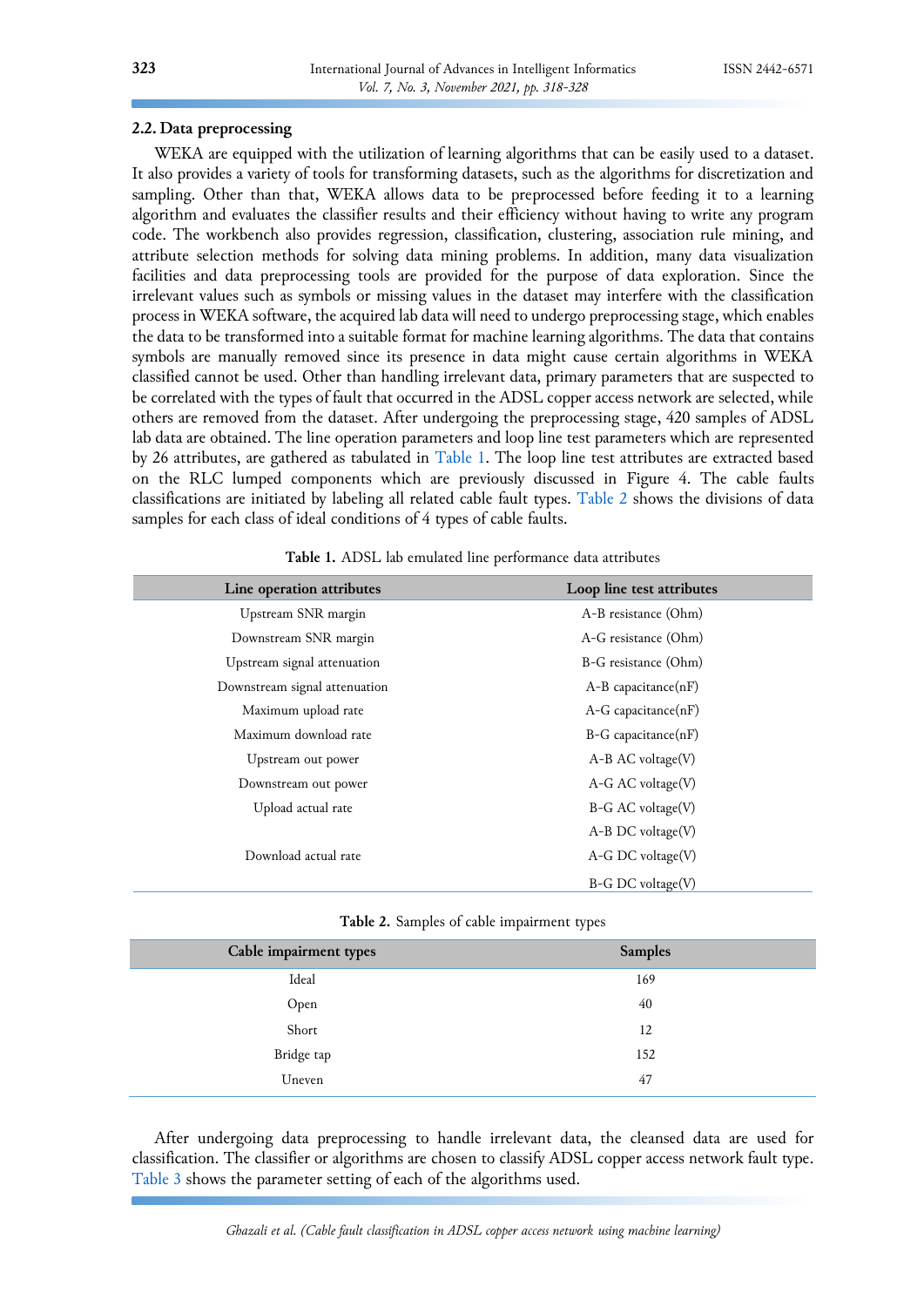### 2.2. Data preprocessing

WEKA are equipped with the utilization of learning algorithms that can be easily used to a dataset. It also provides a variety of tools for transforming datasets, such as the algorithms for discretization and sampling. Other than that, WEKA allows data to be preprocessed before feeding it to a learning algorithm and evaluates the classifier results and their efficiency without having to write any program code. The workbench also provides regression, classification, clustering, association rule mining, and attribute selection methods for solving data mining problems. In addition, many data visualization facilities and data preprocessing tools are provided for the purpose of data exploration. Since the irrelevant values such as symbols or missing values in the dataset may interfere with the classification process in WEKA software, the acquired lab data will need to undergo preprocessing stage, which enables the data to be transformed into a suitable format for machine learning algorithms. The data that contains symbols are manually removed since its presence in data might cause certain algorithms in WEKA classified cannot be used. Other than handling irrelevant data, primary parameters that are suspected to be correlated with the types of fault that occurred in the ADSL copper access network are selected, while others are removed from the dataset. After undergoing the preprocessing stage, 420 samples of ADSL lab data are obtained. The line operation parameters and loop line test parameters which are represented by 26 attributes, are gathered as tabulated in Table 1. The loop line test attributes are extracted based on the RLC lumped components which are previously discussed in Figure 4. The cable faults classifications are initiated by labeling all related cable fault types. Table 2 shows the divisions of data samples for each class of ideal conditions of 4 types of cable faults.

**Table 1.** ADSL lab emulated line performance data attributes

| Line operation attributes | Loop line test attributes |
|---|---|
| Upstream SNR margin | A-B resistance (Ohm) |
| Downstream SNR margin | A-G resistance (Ohm) |
| Upstream signal attenuation | B-G resistance (Ohm) |
| Downstream signal attenuation | A-B capacitance(nF) |
| Maximum upload rate | A-G capacitance(nF) |
| Maximum download rate | B-G capacitance(nF) |
| Upstream out power | A-B AC voltage(V) |
| Downstream out power | A-G AC voltage(V) |
| Upload actual rate | B-G AC voltage(V) |
| | A-B DC voltage(V) |
| Download actual rate | A-G DC voltage(V) |
| | B-G DC voltage(V) |

**Table 2.** Samples of cable impairment types

| Cable impairment types | Samples |
|---|---|
| Ideal | 169 |
| Open | 40 |
| Short | 12 |
| Bridge tap | 152 |
| Uneven | 47 |

After undergoing data preprocessing to handle irrelevant data, the cleansed data are used for classification. The classifier or algorithms are chosen to classify ADSL copper access network fault type. Table 3 shows the parameter setting of each of the algorithms used.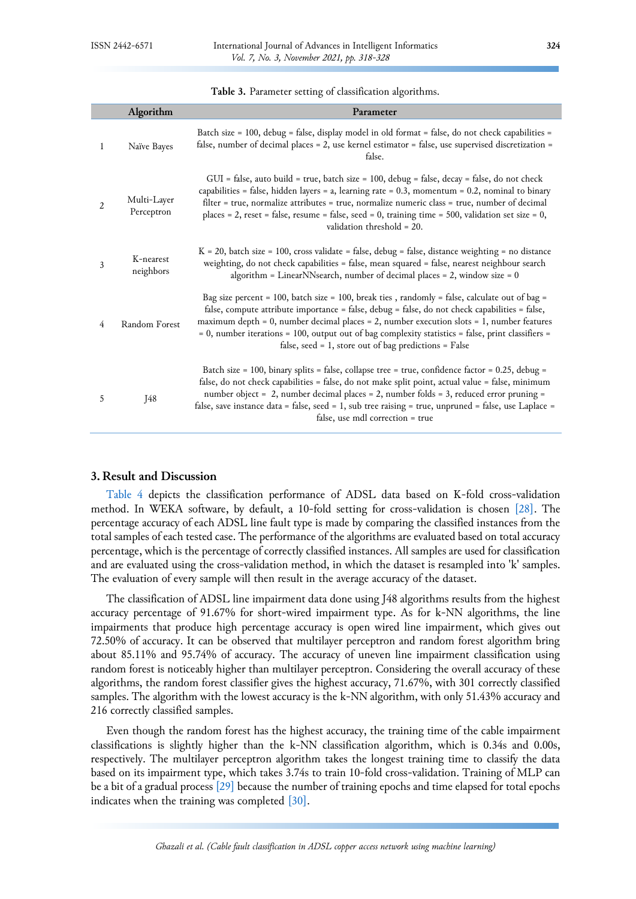**Table 3.** Parameter setting of classification algorithms.

| | Algorithm | Parameter |
|---|---|---|
| 1 | Naïve Bayes | Batch size = 100, debug = false, display model in old format = false, do not check capabilities = false, number of decimal places = 2, use kernel estimator = false, use supervised discretization = false. |
| 2 | Multi-Layer Perceptron | GUI = false, auto build = true, batch size = 100, debug = false, decay = false, do not check capabilities = false, hidden layers = a, learning rate = 0.3, momentum = 0.2, nominal to binary filter = true, normalize attributes = true, normalize numeric class = true, number of decimal places = 2, reset = false, resume = false, seed = 0, training time = 500, validation set size = 0, validation threshold = 20. |
| 3 | K-nearest neighbors | K = 20, batch size = 100, cross validate = false, debug = false, distance weighting = no distance weighting, do not check capabilities = false, mean squared = false, nearest neighbour search algorithm = LinearNNsearch, number of decimal places = 2, window size = 0 |
| 4 | Random Forest | Bag size percent = 100, batch size = 100, break ties , randomly = false, calculate out of bag = false, compute attribute importance = false, debug = false, do not check capabilities = false, maximum depth = 0, number decimal places = 2, number execution slots = 1, number features = 0, number iterations = 100, output out of bag complexity statistics = false, print classifiers = false, seed = 1, store out of bag predictions = False |
| 5 | J48 | Batch size = 100, binary splits = false, collapse tree = true, confidence factor = 0.25, debug = false, do not check capabilities = false, do not make split point, actual value = false, minimum number object = 2, number decimal places = 2, number folds = 3, reduced error pruning = false, save instance data = false, seed = 1, sub tree raising = true, unpruned = false, use Laplace = false, use mdl correction = true |

## 3. Result and Discussion

Table 4 depicts the classification performance of ADSL data based on K-fold cross-validation method. In WEKA software, by default, a 10-fold setting for cross-validation is chosen [28]. The percentage accuracy of each ADSL line fault type is made by comparing the classified instances from the total samples of each tested case. The performance of the algorithms are evaluated based on total accuracy percentage, which is the percentage of correctly classified instances. All samples are used for classification and are evaluated using the cross-validation method, in which the dataset is resampled into 'k' samples. The evaluation of every sample will then result in the average accuracy of the dataset.

The classification of ADSL line impairment data done using J48 algorithms results from the highest accuracy percentage of 91.67% for short-wired impairment type. As for k-NN algorithms, the line impairments that produce high percentage accuracy is open wired line impairment, which gives out 72.50% of accuracy. It can be observed that multilayer perceptron and random forest algorithm bring about 85.11% and 95.74% of accuracy. The accuracy of uneven line impairment classification using random forest is noticeably higher than multilayer perceptron. Considering the overall accuracy of these algorithms, the random forest classifier gives the highest accuracy, 71.67%, with 301 correctly classified samples. The algorithm with the lowest accuracy is the k-NN algorithm, with only 51.43% accuracy and 216 correctly classified samples.

Even though the random forest has the highest accuracy, the training time of the cable impairment classifications is slightly higher than the k-NN classification algorithm, which is 0.34s and 0.00s, respectively. The multilayer perceptron algorithm takes the longest training time to classify the data based on its impairment type, which takes 3.74s to train 10-fold cross-validation. Training of MLP can be a bit of a gradual process [29] because the number of training epochs and time elapsed for total epochs indicates when the training was completed [30].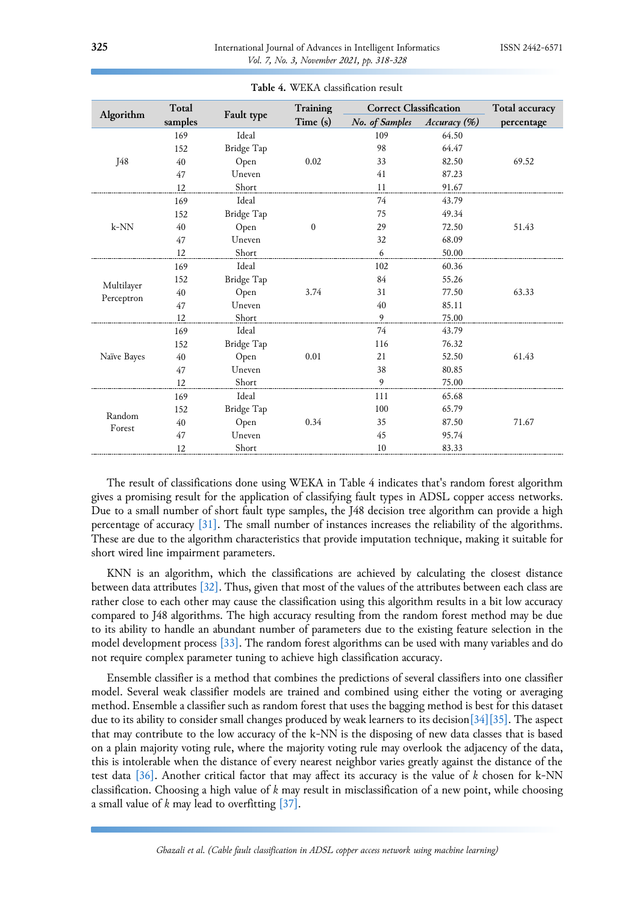**Table 4.** WEKA classification result

| Algorithm | Total samples | Fault type | Training Time (s) | Correct Classification | | Total accuracy percentage |
|---|---|---|---|---|---|---|
| | | | | *No. of Samples* | *Accuracy (%)* | |
| J48 | 169 | Ideal | 0.02 | 109 | 64.50 | 69.52 |
| | 152 | Bridge Tap | | 98 | 64.47 | |
| | 40 | Open | | 33 | 82.50 | |
| | 47 | Uneven | | 41 | 87.23 | |
| | 12 | Short | | 11 | 91.67 | |
| k-NN | 169 | Ideal | 0 | 74 | 43.79 | 51.43 |
| | 152 | Bridge Tap | | 75 | 49.34 | |
| | 40 | Open | | 29 | 72.50 | |
| | 47 | Uneven | | 32 | 68.09 | |
| | 12 | Short | | 6 | 50.00 | |
| Multilayer Perceptron | 169 | Ideal | 3.74 | 102 | 60.36 | 63.33 |
| | 152 | Bridge Tap | | 84 | 55.26 | |
| | 40 | Open | | 31 | 77.50 | |
| | 47 | Uneven | | 40 | 85.11 | |
| | 12 | Short | | 9 | 75.00 | |
| Naïve Bayes | 169 | Ideal | 0.01 | 74 | 43.79 | 61.43 |
| | 152 | Bridge Tap | | 116 | 76.32 | |
| | 40 | Open | | 21 | 52.50 | |
| | 47 | Uneven | | 38 | 80.85 | |
| | 12 | Short | | 9 | 75.00 | |
| Random Forest | 169 | Ideal | 0.34 | 111 | 65.68 | 71.67 |
| | 152 | Bridge Tap | | 100 | 65.79 | |
| | 40 | Open | | 35 | 87.50 | |
| | 47 | Uneven | | 45 | 95.74 | |
| | 12 | Short | | 10 | 83.33 | |

The result of classifications done using WEKA in Table 4 indicates that's random forest algorithm gives a promising result for the application of classifying fault types in ADSL copper access networks. Due to a small number of short fault type samples, the J48 decision tree algorithm can provide a high percentage of accuracy [31]. The small number of instances increases the reliability of the algorithms. These are due to the algorithm characteristics that provide imputation technique, making it suitable for short wired line impairment parameters.

KNN is an algorithm, which the classifications are achieved by calculating the closest distance between data attributes [32]. Thus, given that most of the values of the attributes between each class are rather close to each other may cause the classification using this algorithm results in a bit low accuracy compared to J48 algorithms. The high accuracy resulting from the random forest method may be due to its ability to handle an abundant number of parameters due to the existing feature selection in the model development process [33]. The random forest algorithms can be used with many variables and do not require complex parameter tuning to achieve high classification accuracy.

Ensemble classifier is a method that combines the predictions of several classifiers into one classifier model. Several weak classifier models are trained and combined using either the voting or averaging method. Ensemble a classifier such as random forest that uses the bagging method is best for this dataset due to its ability to consider small changes produced by weak learners to its decision[34][35]. The aspect that may contribute to the low accuracy of the k-NN is the disposing of new data classes that is based on a plain majority voting rule, where the majority voting rule may overlook the adjacency of the data, this is intolerable when the distance of every nearest neighbor varies greatly against the distance of the test data [36]. Another critical factor that may affect its accuracy is the value of $k$ chosen for k-NN classification. Choosing a high value of $k$ may result in misclassification of a new point, while choosing a small value of $k$ may lead to overfitting [37].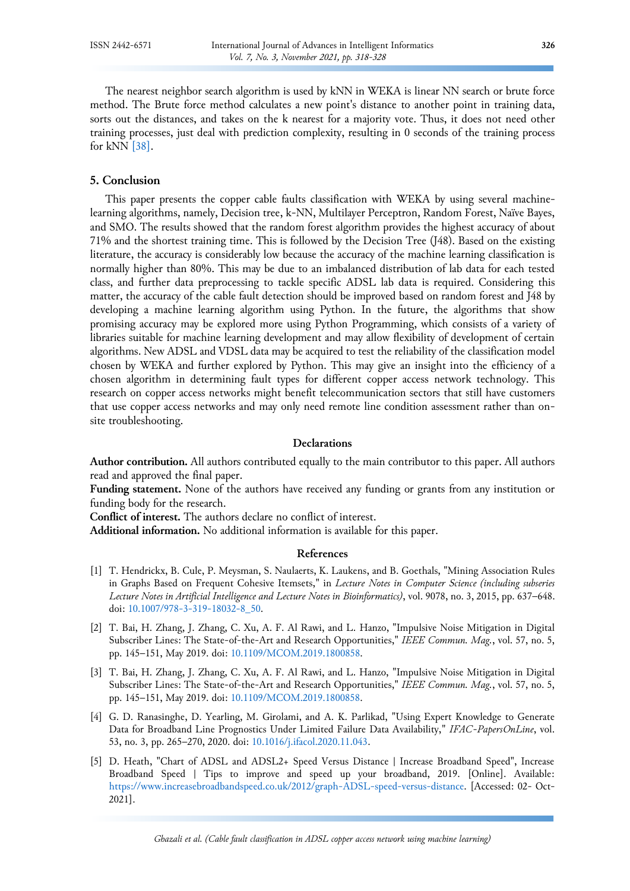The nearest neighbor search algorithm is used by kNN in WEKA is linear NN search or brute force method. The Brute force method calculates a new point's distance to another point in training data, sorts out the distances, and takes on the k nearest for a majority vote. Thus, it does not need other training processes, just deal with prediction complexity, resulting in 0 seconds of the training process for kNN [38].

## 5. Conclusion

This paper presents the copper cable faults classification with WEKA by using several machine-learning algorithms, namely, Decision tree, k-NN, Multilayer Perceptron, Random Forest, Naïve Bayes, and SMO. The results showed that the random forest algorithm provides the highest accuracy of about 71% and the shortest training time. This is followed by the Decision Tree (J48). Based on the existing literature, the accuracy is considerably low because the accuracy of the machine learning classification is normally higher than 80%. This may be due to an imbalanced distribution of lab data for each tested class, and further data preprocessing to tackle specific ADSL lab data is required. Considering this matter, the accuracy of the cable fault detection should be improved based on random forest and J48 by developing a machine learning algorithm using Python. In the future, the algorithms that show promising accuracy may be explored more using Python Programming, which consists of a variety of libraries suitable for machine learning development and may allow flexibility of development of certain algorithms. New ADSL and VDSL data may be acquired to test the reliability of the classification model chosen by WEKA and further explored by Python. This may give an insight into the efficiency of a chosen algorithm in determining fault types for different copper access network technology. This research on copper access networks might benefit telecommunication sectors that still have customers that use copper access networks and may only need remote line condition assessment rather than on-site troubleshooting.

### Declarations

**Author contribution.** All authors contributed equally to the main contributor to this paper. All authors read and approved the final paper.

**Funding statement.** None of the authors have received any funding or grants from any institution or funding body for the research.

**Conflict of interest.** The authors declare no conflict of interest.

**Additional information.** No additional information is available for this paper.

### References

[1] T. Hendrickx, B. Cule, P. Meysman, S. Naulaerts, K. Laukens, and B. Goethals, "Mining Association Rules in Graphs Based on Frequent Cohesive Itemsets," in *Lecture Notes in Computer Science (including subseries Lecture Notes in Artificial Intelligence and Lecture Notes in Bioinformatics)*, vol. 9078, no. 3, 2015, pp. 637–648. doi: 10.1007/978-3-319-18032-8_50.

[2] T. Bai, H. Zhang, J. Zhang, C. Xu, A. F. Al Rawi, and L. Hanzo, "Impulsive Noise Mitigation in Digital Subscriber Lines: The State-of-the-Art and Research Opportunities," *IEEE Commun. Mag.*, vol. 57, no. 5, pp. 145–151, May 2019. doi: 10.1109/MCOM.2019.1800858.

[3] T. Bai, H. Zhang, J. Zhang, C. Xu, A. F. Al Rawi, and L. Hanzo, "Impulsive Noise Mitigation in Digital Subscriber Lines: The State-of-the-Art and Research Opportunities," *IEEE Commun. Mag.*, vol. 57, no. 5, pp. 145–151, May 2019. doi: 10.1109/MCOM.2019.1800858.

[4] G. D. Ranasinghe, D. Yearling, M. Girolami, and A. K. Parlikad, "Using Expert Knowledge to Generate Data for Broadband Line Prognostics Under Limited Failure Data Availability," *IFAC-PapersOnLine*, vol. 53, no. 3, pp. 265–270, 2020. doi: 10.1016/j.ifacol.2020.11.043.

[5] D. Heath, "Chart of ADSL and ADSL2+ Speed Versus Distance | Increase Broadband Speed", Increase Broadband Speed | Tips to improve and speed up your broadband, 2019. [Online]. Available: https://www.increasebroadbandspeed.co.uk/2012/graph-ADSL-speed-versus-distance. [Accessed: 02- Oct-2021].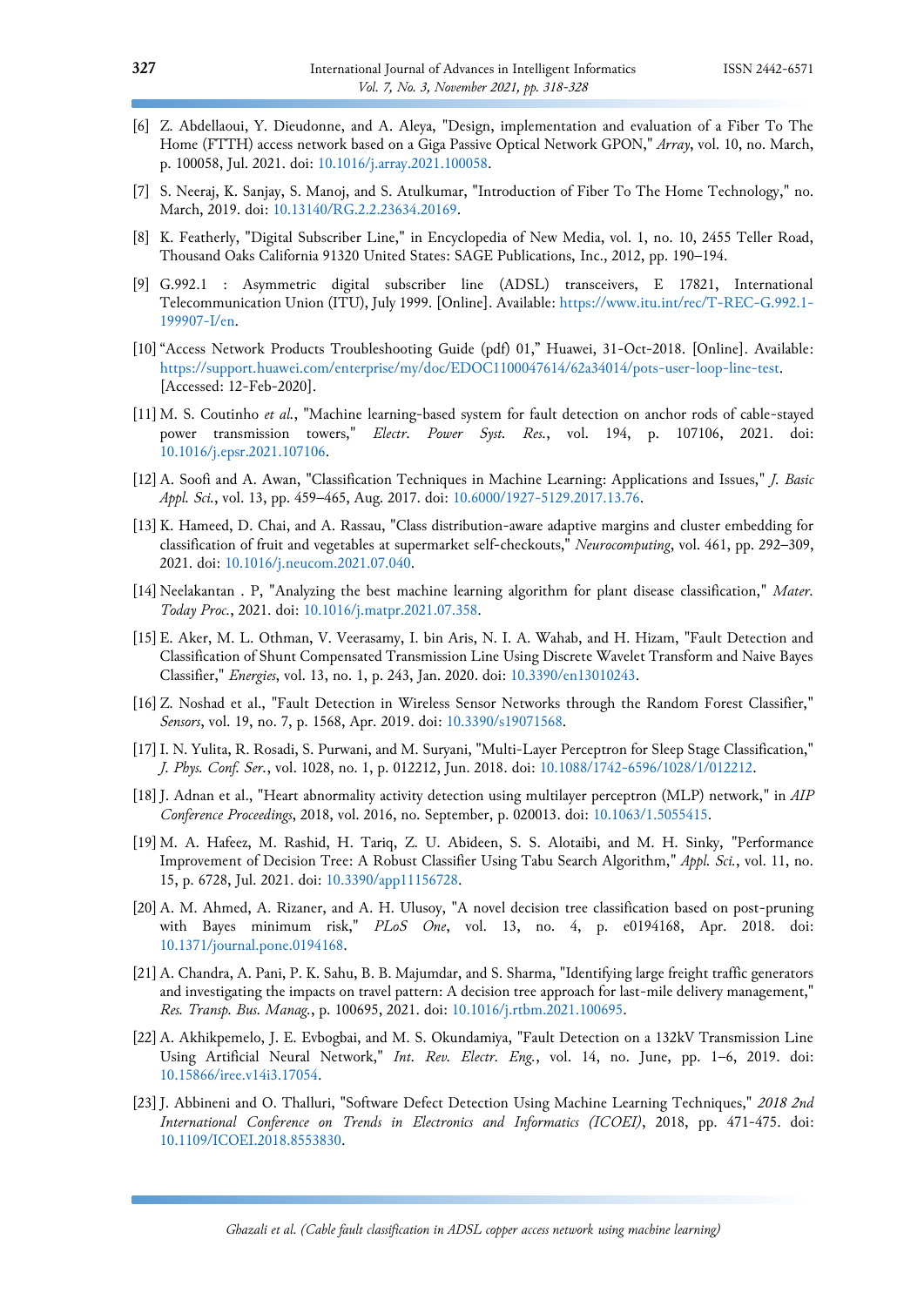[6] Z. Abdellaoui, Y. Dieudonne, and A. Aleya, "Design, implementation and evaluation of a Fiber To The Home (FTTH) access network based on a Giga Passive Optical Network GPON," *Array*, vol. 10, no. March, p. 100058, Jul. 2021. doi: 10.1016/j.array.2021.100058.

[7] S. Neeraj, K. Sanjay, S. Manoj, and S. Atulkumar, "Introduction of Fiber To The Home Technology," no. March, 2019. doi: 10.13140/RG.2.2.23634.20169.

[8] K. Featherly, "Digital Subscriber Line," in Encyclopedia of New Media, vol. 1, no. 10, 2455 Teller Road, Thousand Oaks California 91320 United States: SAGE Publications, Inc., 2012, pp. 190–194.

[9] G.992.1 : Asymmetric digital subscriber line (ADSL) transceivers, E 17821, International Telecommunication Union (ITU), July 1999. [Online]. Available: https://www.itu.int/rec/T-REC-G.992.1-199907-I/en.

[10] "Access Network Products Troubleshooting Guide (pdf) 01," Huawei, 31-Oct-2018. [Online]. Available: https://support.huawei.com/enterprise/my/doc/EDOC1100047614/62a34014/pots-user-loop-line-test. [Accessed: 12-Feb-2020].

[11] M. S. Coutinho *et al.*, "Machine learning-based system for fault detection on anchor rods of cable-stayed power transmission towers," *Electr. Power Syst. Res.*, vol. 194, p. 107106, 2021. doi: 10.1016/j.epsr.2021.107106.

[12] A. Soofi and A. Awan, "Classification Techniques in Machine Learning: Applications and Issues," *J. Basic Appl. Sci.*, vol. 13, pp. 459–465, Aug. 2017. doi: 10.6000/1927-5129.2017.13.76.

[13] K. Hameed, D. Chai, and A. Rassau, "Class distribution-aware adaptive margins and cluster embedding for classification of fruit and vegetables at supermarket self-checkouts," *Neurocomputing*, vol. 461, pp. 292–309, 2021. doi: 10.1016/j.neucom.2021.07.040.

[14] Neelakantan . P, "Analyzing the best machine learning algorithm for plant disease classification," *Mater. Today Proc.*, 2021. doi: 10.1016/j.matpr.2021.07.358.

[15] E. Aker, M. L. Othman, V. Veerasamy, I. bin Aris, N. I. A. Wahab, and H. Hizam, "Fault Detection and Classification of Shunt Compensated Transmission Line Using Discrete Wavelet Transform and Naive Bayes Classifier," *Energies*, vol. 13, no. 1, p. 243, Jan. 2020. doi: 10.3390/en13010243.

[16] Z. Noshad et al., "Fault Detection in Wireless Sensor Networks through the Random Forest Classifier," *Sensors*, vol. 19, no. 7, p. 1568, Apr. 2019. doi: 10.3390/s19071568.

[17] I. N. Yulita, R. Rosadi, S. Purwani, and M. Suryani, "Multi-Layer Perceptron for Sleep Stage Classification," *J. Phys. Conf. Ser.*, vol. 1028, no. 1, p. 012212, Jun. 2018. doi: 10.1088/1742-6596/1028/1/012212.

[18] J. Adnan et al., "Heart abnormality activity detection using multilayer perceptron (MLP) network," in *AIP Conference Proceedings*, 2018, vol. 2016, no. September, p. 020013. doi: 10.1063/1.5055415.

[19] M. A. Hafeez, M. Rashid, H. Tariq, Z. U. Abideen, S. S. Alotaibi, and M. H. Sinky, "Performance Improvement of Decision Tree: A Robust Classifier Using Tabu Search Algorithm," *Appl. Sci.*, vol. 11, no. 15, p. 6728, Jul. 2021. doi: 10.3390/app11156728.

[20] A. M. Ahmed, A. Rizaner, and A. H. Ulusoy, "A novel decision tree classification based on post-pruning with Bayes minimum risk," *PLoS One*, vol. 13, no. 4, p. e0194168, Apr. 2018. doi: 10.1371/journal.pone.0194168.

[21] A. Chandra, A. Pani, P. K. Sahu, B. B. Majumdar, and S. Sharma, "Identifying large freight traffic generators and investigating the impacts on travel pattern: A decision tree approach for last-mile delivery management," *Res. Transp. Bus. Manag.*, p. 100695, 2021. doi: 10.1016/j.rtbm.2021.100695.

[22] A. Akhikpemelo, J. E. Evbogbai, and M. S. Okundamiya, "Fault Detection on a 132kV Transmission Line Using Artificial Neural Network," *Int. Rev. Electr. Eng.*, vol. 14, no. June, pp. 1–6, 2019. doi: 10.15866/iree.v14i3.17054.

[23] J. Abbineni and O. Thalluri, "Software Defect Detection Using Machine Learning Techniques," *2018 2nd International Conference on Trends in Electronics and Informatics (ICOEI)*, 2018, pp. 471-475. doi: 10.1109/ICOEI.2018.8553830.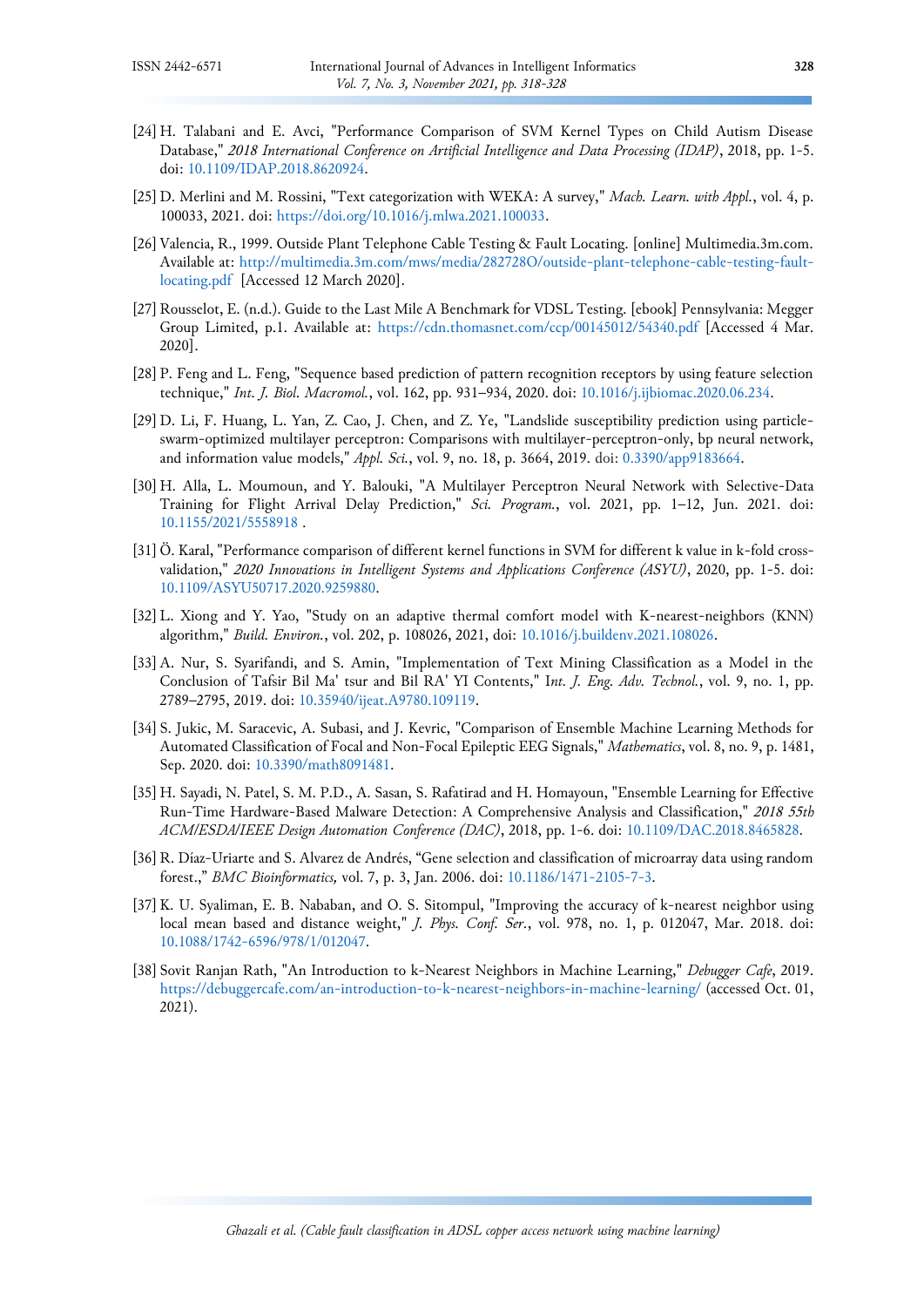[24] H. Talabani and E. Avci, "Performance Comparison of SVM Kernel Types on Child Autism Disease Database," *2018 International Conference on Artificial Intelligence and Data Processing (IDAP)*, 2018, pp. 1-5. doi: 10.1109/IDAP.2018.8620924.

[25] D. Merlini and M. Rossini, "Text categorization with WEKA: A survey," *Mach. Learn. with Appl.*, vol. 4, p. 100033, 2021. doi: https://doi.org/10.1016/j.mlwa.2021.100033.

[26] Valencia, R., 1999. Outside Plant Telephone Cable Testing & Fault Locating. [online] Multimedia.3m.com. Available at: http://multimedia.3m.com/mws/media/282728O/outside-plant-telephone-cable-testing-fault-locating.pdf [Accessed 12 March 2020].

[27] Rousselot, E. (n.d.). Guide to the Last Mile A Benchmark for VDSL Testing. [ebook] Pennsylvania: Megger Group Limited, p.1. Available at: https://cdn.thomasnet.com/ccp/00145012/54340.pdf [Accessed 4 Mar. 2020].

[28] P. Feng and L. Feng, "Sequence based prediction of pattern recognition receptors by using feature selection technique," *Int. J. Biol. Macromol.*, vol. 162, pp. 931–934, 2020. doi: 10.1016/j.ijbiomac.2020.06.234.

[29] D. Li, F. Huang, L. Yan, Z. Cao, J. Chen, and Z. Ye, "Landslide susceptibility prediction using particle-swarm-optimized multilayer perceptron: Comparisons with multilayer-perceptron-only, bp neural network, and information value models," *Appl. Sci.*, vol. 9, no. 18, p. 3664, 2019. doi: 0.3390/app9183664.

[30] H. Alla, L. Moumoun, and Y. Balouki, "A Multilayer Perceptron Neural Network with Selective-Data Training for Flight Arrival Delay Prediction," *Sci. Program.*, vol. 2021, pp. 1–12, Jun. 2021. doi: 10.1155/2021/5558918 .

[31] Ö. Karal, "Performance comparison of different kernel functions in SVM for different k value in k-fold cross-validation," *2020 Innovations in Intelligent Systems and Applications Conference (ASYU)*, 2020, pp. 1-5. doi: 10.1109/ASYU50717.2020.9259880.

[32] L. Xiong and Y. Yao, "Study on an adaptive thermal comfort model with K-nearest-neighbors (KNN) algorithm," *Build. Environ.*, vol. 202, p. 108026, 2021, doi: 10.1016/j.buildenv.2021.108026.

[33] A. Nur, S. Syarifandi, and S. Amin, "Implementation of Text Mining Classification as a Model in the Conclusion of Tafsir Bil Ma' tsur and Bil RA' YI Contents," I*nt. J. Eng. Adv. Technol.*, vol. 9, no. 1, pp. 2789–2795, 2019. doi: 10.35940/ijeat.A9780.109119.

[34] S. Jukic, M. Saracevic, A. Subasi, and J. Kevric, "Comparison of Ensemble Machine Learning Methods for Automated Classification of Focal and Non-Focal Epileptic EEG Signals," *Mathematics*, vol. 8, no. 9, p. 1481, Sep. 2020. doi: 10.3390/math8091481.

[35] H. Sayadi, N. Patel, S. M. P.D., A. Sasan, S. Rafatirad and H. Homayoun, "Ensemble Learning for Effective Run-Time Hardware-Based Malware Detection: A Comprehensive Analysis and Classification," *2018 55th ACM/ESDA/IEEE Design Automation Conference (DAC)*, 2018, pp. 1-6. doi: 10.1109/DAC.2018.8465828.

[36] R. Díaz-Uriarte and S. Alvarez de Andrés, "Gene selection and classification of microarray data using random forest.," *BMC Bioinformatics,* vol. 7, p. 3, Jan. 2006. doi: 10.1186/1471-2105-7-3.

[37] K. U. Syaliman, E. B. Nababan, and O. S. Sitompul, "Improving the accuracy of k-nearest neighbor using local mean based and distance weight," *J. Phys. Conf. Ser.*, vol. 978, no. 1, p. 012047, Mar. 2018. doi: 10.1088/1742-6596/978/1/012047.

[38] Sovit Ranjan Rath, "An Introduction to k-Nearest Neighbors in Machine Learning," *Debugger Cafe*, 2019. https://debuggercafe.com/an-introduction-to-k-nearest-neighbors-in-machine-learning/ (accessed Oct. 01, 2021).